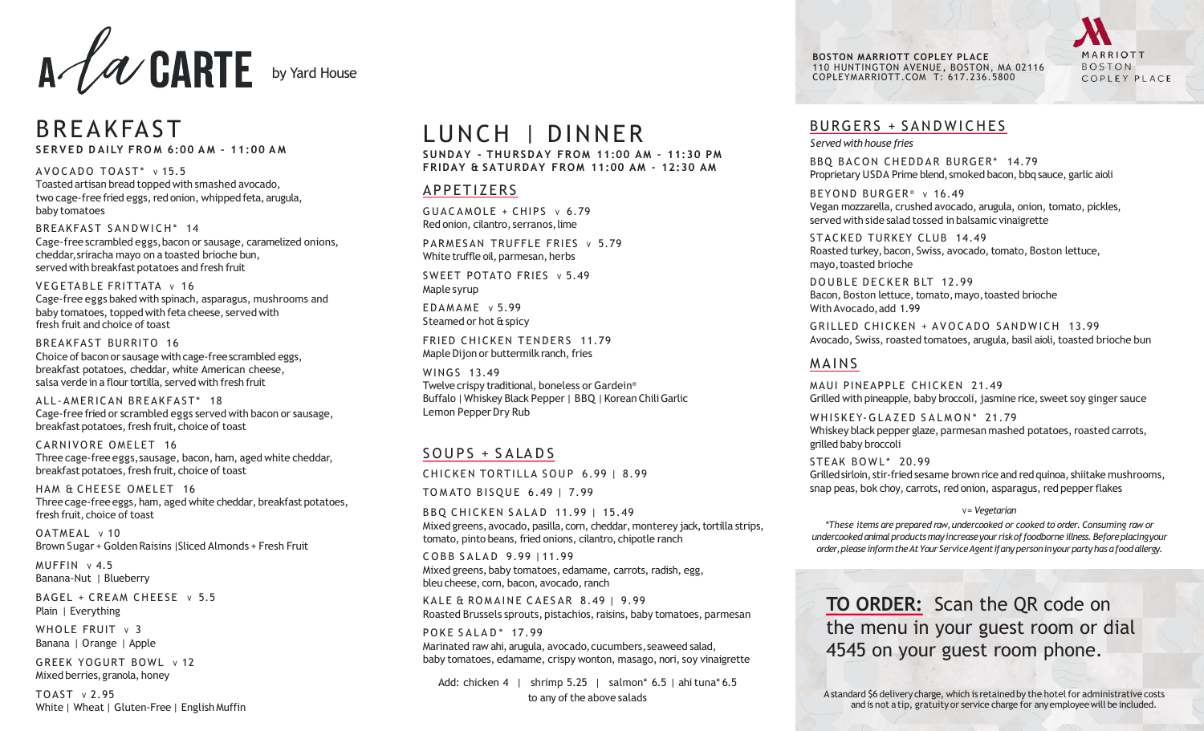# A la CARTE by Yard House

**BOSTON MARRIOTT COPLEY PLACE**
110 HUNTINGTON AVENUE, BOSTON, MA 02116
COPLEYMARRIOTT.COM T: 617.236.5800

MARRIOTT BOSTON COPLEY PLACE

## BREAKFAST

**SERVED DAILY FROM 6:00 AM – 11:00 AM**

AVOCADO TOAST* v 15.5
Toasted artisan bread topped with smashed avocado, two cage-free fried eggs, red onion, whipped feta, arugula, baby tomatoes

BREAKFAST SANDWICH* 14
Cage-free scrambled eggs, bacon or sausage, caramelized onions, cheddar, sriracha mayo on a toasted brioche bun, served with breakfast potatoes and fresh fruit

VEGETABLE FRITTATA v 16
Cage-free eggs baked with spinach, asparagus, mushrooms and baby tomatoes, topped with feta cheese, served with fresh fruit and choice of toast

BREAKFAST BURRITO 16
Choice of bacon or sausage with cage-free scrambled eggs, breakfast potatoes, cheddar, white American cheese, salsa verde in a flour tortilla, served with fresh fruit

ALL-AMERICAN BREAKFAST* 18
Cage-free fried or scrambled eggs served with bacon or sausage, breakfast potatoes, fresh fruit, choice of toast

CARNIVORE OMELET 16
Three cage-free eggs, sausage, bacon, ham, aged white cheddar, breakfast potatoes, fresh fruit, choice of toast

HAM & CHEESE OMELET 16
Three cage-free eggs, ham, aged white cheddar, breakfast potatoes, fresh fruit, choice of toast

OATMEAL v 10
Brown Sugar + Golden Raisins |Sliced Almonds + Fresh Fruit

MUFFIN v 4.5
Banana-Nut | Blueberry

BAGEL + CREAM CHEESE v 5.5
Plain | Everything

WHOLE FRUIT v 3
Banana | Orange | Apple

GREEK YOGURT BOWL v 12
Mixed berries, granola, honey

TOAST v 2.95
White | Wheat | Gluten-Free | English Muffin

## LUNCH | DINNER

**SUNDAY - THURSDAY FROM 11:00 AM – 11:30 PM**
**FRIDAY & SATURDAY FROM 11:00 AM – 12:30 AM**

### APPETIZERS

GUACAMOLE + CHIPS v 6.79
Red onion, cilantro, serranos, lime

PARMESAN TRUFFLE FRIES v 5.79
White truffle oil, parmesan, herbs

SWEET POTATO FRIES v 5.49
Maple syrup

EDAMAME v 5.99
Steamed or hot & spicy

FRIED CHICKEN TENDERS 11.79
Maple Dijon or buttermilk ranch, fries

WINGS 13.49
Twelve crispy traditional, boneless or Gardein®
Buffalo | Whiskey Black Pepper | BBQ | Korean Chili Garlic
Lemon Pepper Dry Rub

### SOUPS + SALADS

CHICKEN TORTILLA SOUP 6.99 | 8.99

TOMATO BISQUE 6.49 | 7.99

BBQ CHICKEN SALAD 11.99 | 15.49
Mixed greens, avocado, pasilla, corn, cheddar, monterey jack, tortilla strips, tomato, pinto beans, fried onions, cilantro, chipotle ranch

COBB SALAD 9.99 | 11.99
Mixed greens, baby tomatoes, edamame, carrots, radish, egg, bleu cheese, corn, bacon, avocado, ranch

KALE & ROMAINE CAESAR 8.49 | 9.99
Roasted Brussels sprouts, pistachios, raisins, baby tomatoes, parmesan

POKE SALAD* 17.99
Marinated raw ahi, arugula, avocado, cucumbers, seaweed salad, baby tomatoes, edamame, crispy wonton, masago, nori, soy vinaigrette

Add: chicken 4 | shrimp 5.25 | salmon* 6.5 | ahi tuna* 6.5
to any of the above salads

### BURGERS + SANDWICHES

*Served with house fries*

BBQ BACON CHEDDAR BURGER* 14.79
Proprietary USDA Prime blend, smoked bacon, bbq sauce, garlic aioli

BEYOND BURGER® v 16.49
Vegan mozzarella, crushed avocado, arugula, onion, tomato, pickles, served with side salad tossed in balsamic vinaigrette

STACKED TURKEY CLUB 14.49
Roasted turkey, bacon, Swiss, avocado, tomato, Boston lettuce, mayo, toasted brioche

DOUBLE DECKER BLT 12.99
Bacon, Boston lettuce, tomato, mayo, toasted brioche
With Avocado, add 1.99

GRILLED CHICKEN + AVOCADO SANDWICH 13.99
Avocado, Swiss, roasted tomatoes, arugula, basil aioli, toasted brioche bun

### MAINS

MAUI PINEAPPLE CHICKEN 21.49
Grilled with pineapple, baby broccoli, jasmine rice, sweet soy ginger sauce

WHISKEY-GLAZED SALMON* 21.79
Whiskey black pepper glaze, parmesan mashed potatoes, roasted carrots, grilled baby broccoli

STEAK BOWL* 20.99
Grilled sirloin, stir-fried sesame brown rice and red quinoa, shiitake mushrooms, snap peas, bok choy, carrots, red onion, asparagus, red pepper flakes

*v = Vegetarian*

*\*These items are prepared raw, undercooked or cooked to order. Consuming raw or undercooked animal products may increase your risk of foodborne illness. Before placing your order, please inform the At Your Service Agent if any person in your party has a food allergy.*

**TO ORDER:** Scan the QR code on the menu in your guest room or dial 4545 on your guest room phone.

A standard $6 delivery charge, which is retained by the hotel for administrative costs and is not a tip, gratuity or service charge for any employee will be included.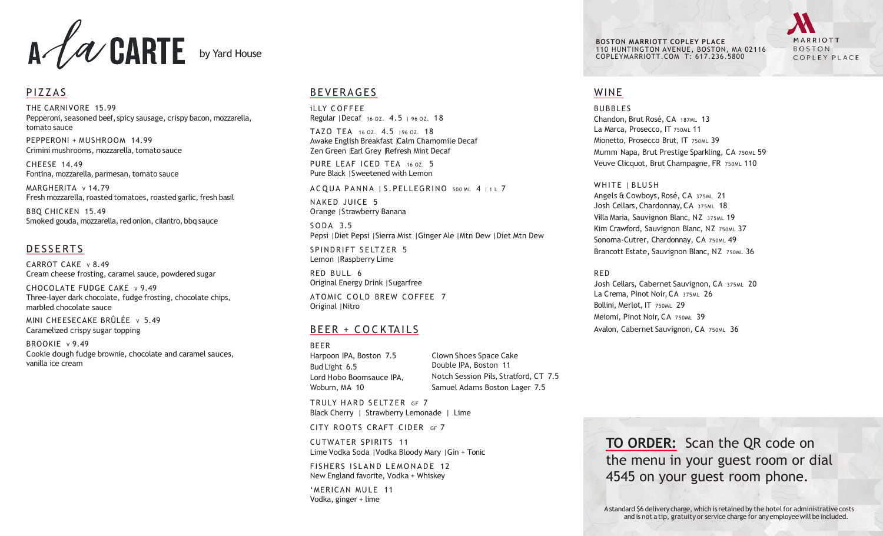# A la CARTE by Yard House

## PIZZAS

THE CARNIVORE 15.99
Pepperoni, seasoned beef, spicy sausage, crispy bacon, mozzarella, tomato sauce

PEPPERONI + MUSHROOM 14.99
Crimini mushrooms, mozzarella, tomato sauce

CHEESE 14.49
Fontina, mozzarella, parmesan, tomato sauce

MARGHERITA v 14.79
Fresh mozzarella, roasted tomatoes, roasted garlic, fresh basil

BBQ CHICKEN 15.49
Smoked gouda, mozzarella, red onion, cilantro, bbq sauce

## DESSERTS

CARROT CAKE v 8.49
Cream cheese frosting, caramel sauce, powdered sugar

CHOCOLATE FUDGE CAKE v 9.49
Three-layer dark chocolate, fudge frosting, chocolate chips, marbled chocolate sauce

MINI CHEESECAKE BRÛLÉE v 5.49
Caramelized crispy sugar topping

BROOKIE v 9.49
Cookie dough fudge brownie, chocolate and caramel sauces, vanilla ice cream

## BEVERAGES

iLLY COFFEE
Regular | Decaf 16 OZ. 4.5 | 96 OZ. 18

TAZO TEA 16 OZ. 4.5 | 96 OZ. 18
Awake English Breakfast | Calm Chamomile Decaf
Zen Green | Earl Grey | Refresh Mint Decaf

PURE LEAF ICED TEA 16 OZ. 5
Pure Black | Sweetened with Lemon

ACQUA PANNA | S.PELLEGRINO 500 ML 4 | 1 L 7

NAKED JUICE 5
Orange | Strawberry Banana

SODA 3.5
Pepsi | Diet Pepsi | Sierra Mist | Ginger Ale | Mtn Dew | Diet Mtn Dew

SPINDRIFT SELTZER 5
Lemon | Raspberry Lime

RED BULL 6
Original Energy Drink | Sugarfree

ATOMIC COLD BREW COFFEE 7
Original | Nitro

## BEER + COCKTAILS

BEER
Harpoon IPA, Boston 7.5
Bud Light 6.5
Lord Hobo Boomsauce IPA, Woburn, MA 10
Clown Shoes Space Cake Double IPA, Boston 11
Notch Session Pils, Stratford, CT 7.5
Samuel Adams Boston Lager 7.5

TRULY HARD SELTZER GF 7
Black Cherry | Strawberry Lemonade | Lime

CITY ROOTS CRAFT CIDER GF 7

CUTWATER SPIRITS 11
Lime Vodka Soda | Vodka Bloody Mary | Gin + Tonic

FISHERS ISLAND LEMONADE 12
New England favorite, Vodka + Whiskey

'MERICAN MULE 11
Vodka, ginger + lime

BOSTON MARRIOTT COPLEY PLACE
110 HUNTINGTON AVENUE, BOSTON, MA 02116
COPLEYMARRIOTT.COM T: 617.236.5800

MARRIOTT BOSTON COPLEY PLACE

## WINE

BUBBLES
Chandon, Brut Rosé, CA 187ML 13
La Marca, Prosecco, IT 750ML 11
Mionetto, Prosecco Brut, IT 750ML 39
Mumm Napa, Brut Prestige Sparkling, CA 750ML 59
Veuve Clicquot, Brut Champagne, FR 750ML 110

WHITE | BLUSH
Angels & Cowboys, Rosé, CA 375ML 21
Josh Cellars, Chardonnay, CA 375ML 18
Villa Maria, Sauvignon Blanc, NZ 375ML 19
Kim Crawford, Sauvignon Blanc, NZ 750ML 37
Sonoma-Cutrer, Chardonnay, CA 750ML 49
Brancott Estate, Sauvignon Blanc, NZ 750ML 36

RED
Josh Cellars, Cabernet Sauvignon, CA 375ML 20
La Crema, Pinot Noir, CA 375ML 26
Bollini, Merlot, IT 750ML 29
Meiomi, Pinot Noir, CA 750ML 39
Avalon, Cabernet Sauvignon, CA 750ML 36

**TO ORDER:** Scan the QR code on the menu in your guest room or dial 4545 on your guest room phone.

A standard $6 delivery charge, which is retained by the hotel for administrative costs and is not a tip, gratuity or service charge for any employee will be included.